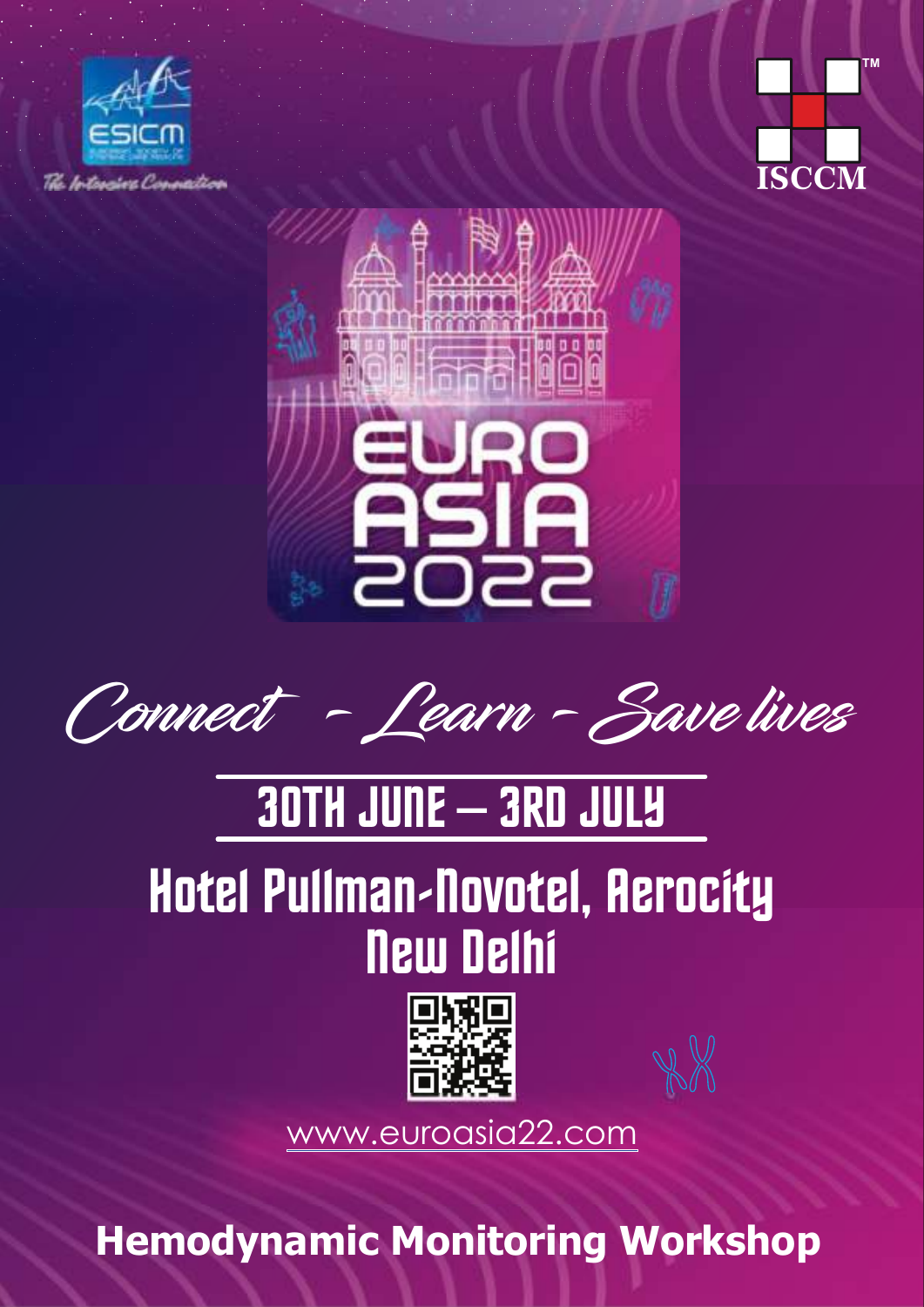ESICM

The Intensive Connection

ISCCM

# EURO ASIA 2022

*Connect - Learn - Save lives*

## 30TH JUNE – 3RD JULY

## Hotel Pullman-Novotel, Aerocity
## New Delhi

www.euroasia22.com

# Hemodynamic Monitoring Workshop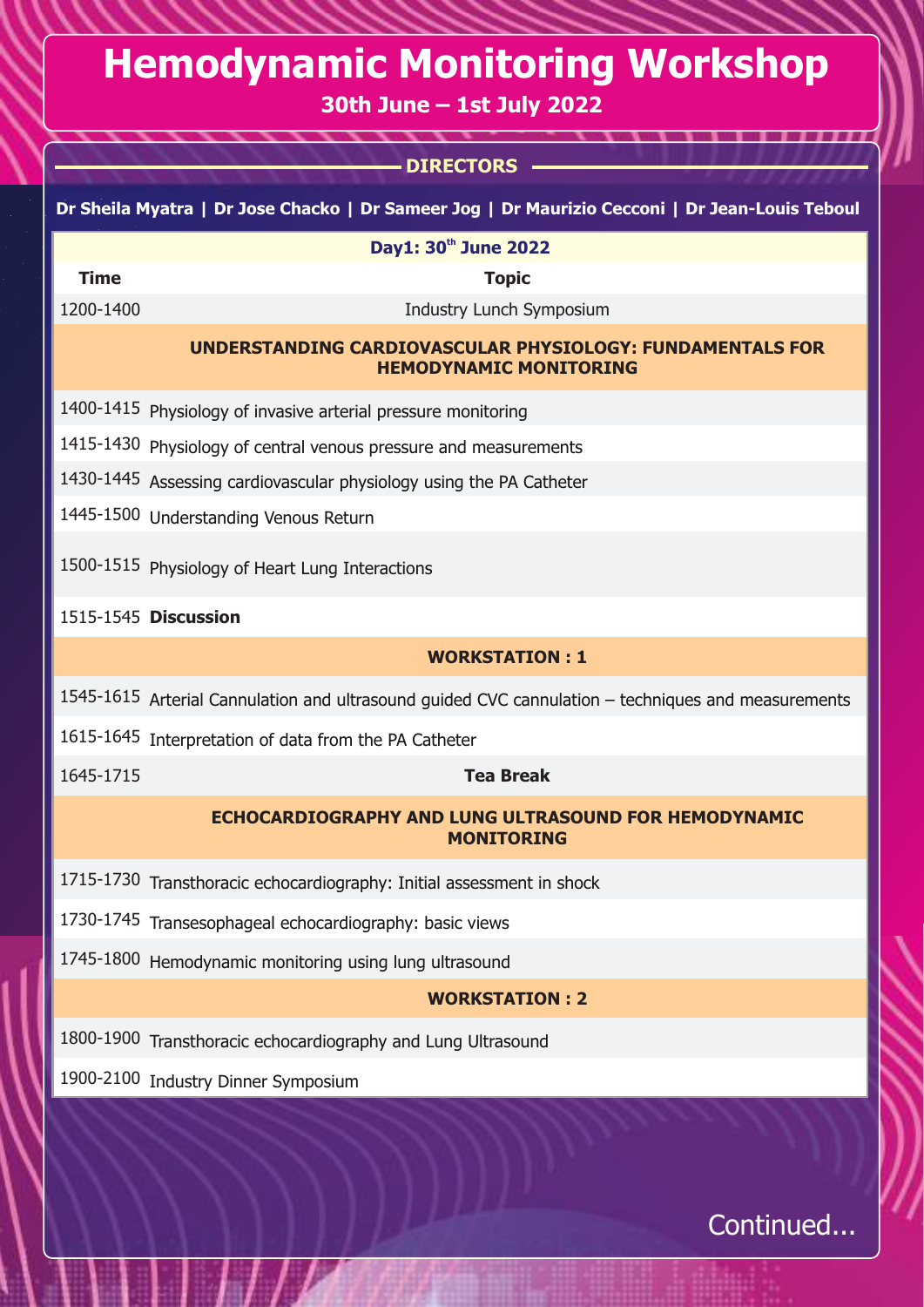# Hemodynamic Monitoring Workshop

**30th June – 1st July 2022**

## DIRECTORS

**Dr Sheila Myatra | Dr Jose Chacko | Dr Sameer Jog | Dr Maurizio Cecconi | Dr Jean-Louis Teboul**

| Time | Topic |
|---|---|
| **Day1: 30th June 2022** | |
| 1200-1400 | Industry Lunch Symposium |
| | **UNDERSTANDING CARDIOVASCULAR PHYSIOLOGY: FUNDAMENTALS FOR HEMODYNAMIC MONITORING** |
| 1400-1415 | Physiology of invasive arterial pressure monitoring |
| 1415-1430 | Physiology of central venous pressure and measurements |
| 1430-1445 | Assessing cardiovascular physiology using the PA Catheter |
| 1445-1500 | Understanding Venous Return |
| 1500-1515 | Physiology of Heart Lung Interactions |
| 1515-1545 | **Discussion** |
| | **WORKSTATION : 1** |
| 1545-1615 | Arterial Cannulation and ultrasound guided CVC cannulation – techniques and measurements |
| 1615-1645 | Interpretation of data from the PA Catheter |
| 1645-1715 | **Tea Break** |
| | **ECHOCARDIOGRAPHY AND LUNG ULTRASOUND FOR HEMODYNAMIC MONITORING** |
| 1715-1730 | Transthoracic echocardiography: Initial assessment in shock |
| 1730-1745 | Transesophageal echocardiography: basic views |
| 1745-1800 | Hemodynamic monitoring using lung ultrasound |
| | **WORKSTATION : 2** |
| 1800-1900 | Transthoracic echocardiography and Lung Ultrasound |
| 1900-2100 | Industry Dinner Symposium |

Continued...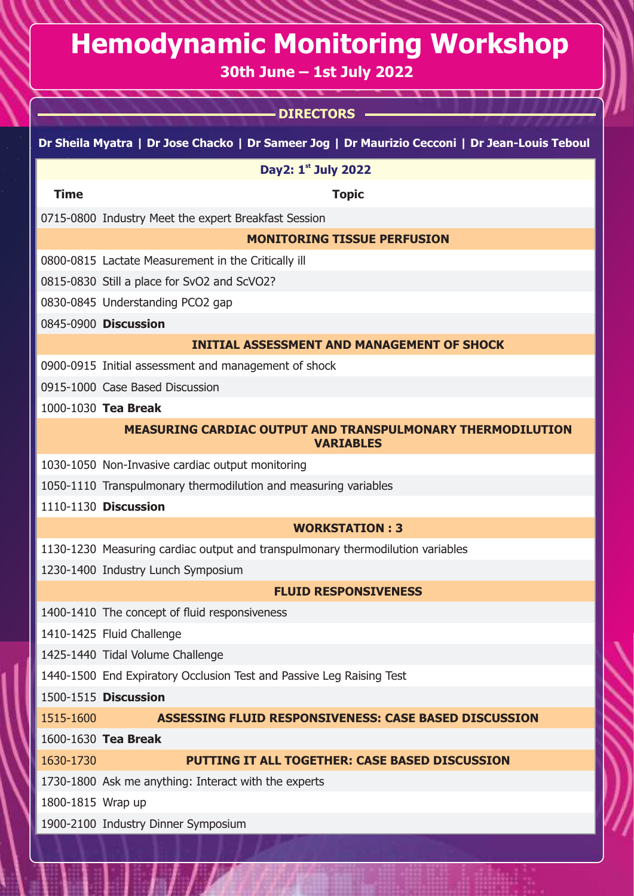# Hemodynamic Monitoring Workshop

**30th June – 1st July 2022**

## DIRECTORS

**Dr Sheila Myatra | Dr Jose Chacko | Dr Sameer Jog | Dr Maurizio Cecconi | Dr Jean-Louis Teboul**

| Day2: 1st July 2022 | |
|---|---|
| **Time** | **Topic** |
| 0715-0800 | Industry Meet the expert Breakfast Session |
| | **MONITORING TISSUE PERFUSION** |
| 0800-0815 | Lactate Measurement in the Critically ill |
| 0815-0830 | Still a place for SvO2 and ScVO2? |
| 0830-0845 | Understanding PCO2 gap |
| 0845-0900 | **Discussion** |
| | **INITIAL ASSESSMENT AND MANAGEMENT OF SHOCK** |
| 0900-0915 | Initial assessment and management of shock |
| 0915-1000 | Case Based Discussion |
| 1000-1030 | **Tea Break** |
| | **MEASURING CARDIAC OUTPUT AND TRANSPULMONARY THERMODILUTION VARIABLES** |
| 1030-1050 | Non-Invasive cardiac output monitoring |
| 1050-1110 | Transpulmonary thermodilution and measuring variables |
| 1110-1130 | **Discussion** |
| | **WORKSTATION : 3** |
| 1130-1230 | Measuring cardiac output and transpulmonary thermodilution variables |
| 1230-1400 | Industry Lunch Symposium |
| | **FLUID RESPONSIVENESS** |
| 1400-1410 | The concept of fluid responsiveness |
| 1410-1425 | Fluid Challenge |
| 1425-1440 | Tidal Volume Challenge |
| 1440-1500 | End Expiratory Occlusion Test and Passive Leg Raising Test |
| 1500-1515 | **Discussion** |
| 1515-1600 | **ASSESSING FLUID RESPONSIVENESS: CASE BASED DISCUSSION** |
| 1600-1630 | **Tea Break** |
| 1630-1730 | **PUTTING IT ALL TOGETHER: CASE BASED DISCUSSION** |
| 1730-1800 | Ask me anything: Interact with the experts |
| 1800-1815 | Wrap up |
| 1900-2100 | Industry Dinner Symposium |